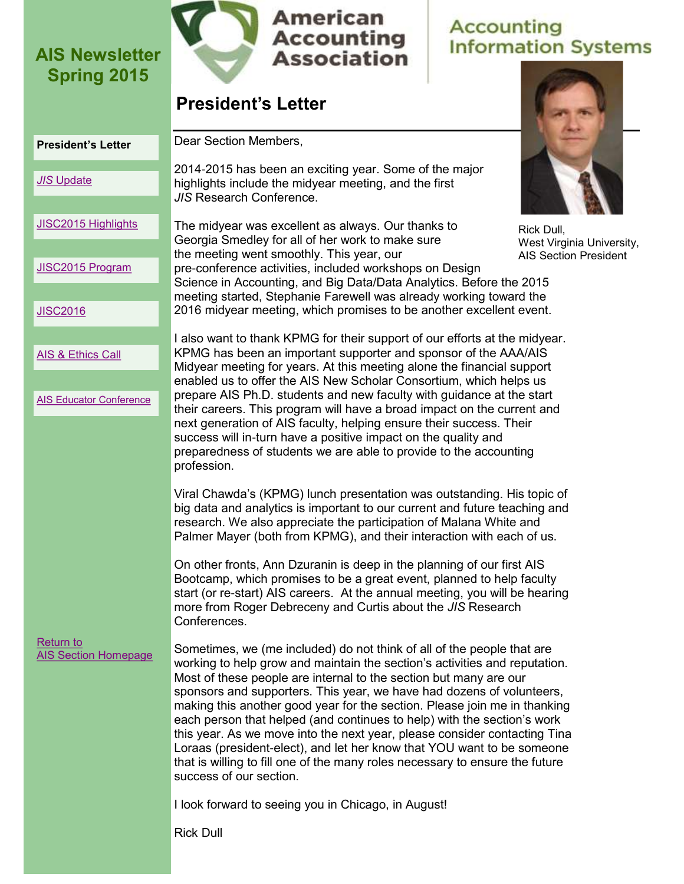# AIS Newsletter Spring 2015

American Accounting Association

Accounting Information Systems

- **President's Letter**
- *JIS* Update
- JISC2015 Highlights
- JISC2015 Program
- JISC2016
- AIS & Ethics Call
- AIS Educator Conference

Return to AIS Section Homepage

## President's Letter

Rick Dull,
West Virginia University,
AIS Section President

Dear Section Members,

2014-2015 has been an exciting year. Some of the major highlights include the midyear meeting, and the first *JIS* Research Conference.

The midyear was excellent as always. Our thanks to Georgia Smedley for all of her work to make sure the meeting went smoothly. This year, our pre-conference activities, included workshops on Design Science in Accounting, and Big Data/Data Analytics. Before the 2015 meeting started, Stephanie Farewell was already working toward the 2016 midyear meeting, which promises to be another excellent event.

I also want to thank KPMG for their support of our efforts at the midyear. KPMG has been an important supporter and sponsor of the AAA/AIS Midyear meeting for years. At this meeting alone the financial support enabled us to offer the AIS New Scholar Consortium, which helps us prepare AIS Ph.D. students and new faculty with guidance at the start their careers. This program will have a broad impact on the current and next generation of AIS faculty, helping ensure their success. Their success will in-turn have a positive impact on the quality and preparedness of students we are able to provide to the accounting profession.

Viral Chawda's (KPMG) lunch presentation was outstanding. His topic of big data and analytics is important to our current and future teaching and research. We also appreciate the participation of Malana White and Palmer Mayer (both from KPMG), and their interaction with each of us.

On other fronts, Ann Dzuranin is deep in the planning of our first AIS Bootcamp, which promises to be a great event, planned to help faculty start (or re-start) AIS careers. At the annual meeting, you will be hearing more from Roger Debreceny and Curtis about the *JIS* Research Conferences.

Sometimes, we (me included) do not think of all of the people that are working to help grow and maintain the section's activities and reputation. Most of these people are internal to the section but many are our sponsors and supporters. This year, we have had dozens of volunteers, making this another good year for the section. Please join me in thanking each person that helped (and continues to help) with the section's work this year. As we move into the next year, please consider contacting Tina Loraas (president-elect), and let her know that YOU want to be someone that is willing to fill one of the many roles necessary to ensure the future success of our section.

I look forward to seeing you in Chicago, in August!

Rick Dull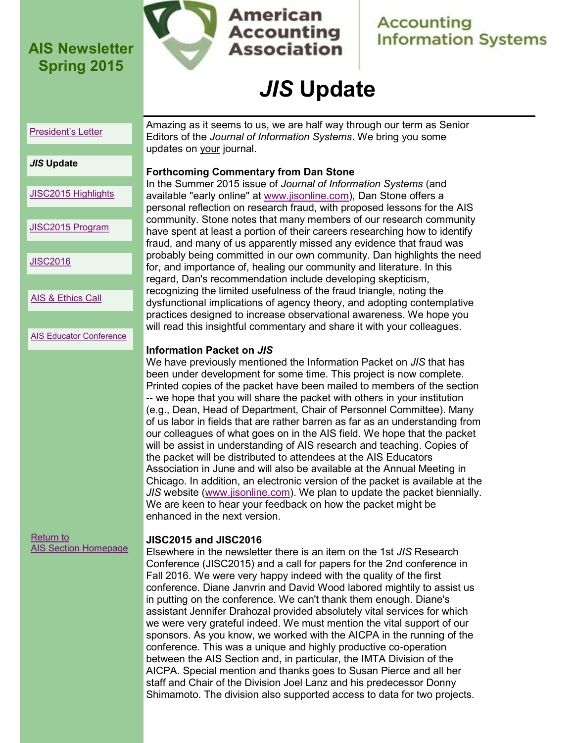# *JIS* Update

Amazing as it seems to us, we are half way through our term as Senior Editors of the *Journal of Information Systems*. We bring you some updates on your journal.

**Forthcoming Commentary from Dan Stone**

In the Summer 2015 issue of *Journal of Information Systems* (and available "early online" at www.jisonline.com), Dan Stone offers a personal reflection on research fraud, with proposed lessons for the AIS community. Stone notes that many members of our research community have spent at least a portion of their careers researching how to identify fraud, and many of us apparently missed any evidence that fraud was probably being committed in our own community. Dan highlights the need for, and importance of, healing our community and literature. In this regard, Dan's recommendation include developing skepticism, recognizing the limited usefulness of the fraud triangle, noting the dysfunctional implications of agency theory, and adopting contemplative practices designed to increase observational awareness. We hope you will read this insightful commentary and share it with your colleagues.

**Information Packet on *JIS***

We have previously mentioned the Information Packet on *JIS* that has been under development for some time. This project is now complete. Printed copies of the packet have been mailed to members of the section -- we hope that you will share the packet with others in your institution (e.g., Dean, Head of Department, Chair of Personnel Committee). Many of us labor in fields that are rather barren as far as an understanding from our colleagues of what goes on in the AIS field. We hope that the packet will be assist in understanding of AIS research and teaching. Copies of the packet will be distributed to attendees at the AIS Educators Association in June and will also be available at the Annual Meeting in Chicago. In addition, an electronic version of the packet is available at the *JIS* website (www.jisonline.com). We plan to update the packet biennially. We are keen to hear your feedback on how the packet might be enhanced in the next version.

**JISC2015 and JISC2016**

Elsewhere in the newsletter there is an item on the 1st *JIS* Research Conference (JISC2015) and a call for papers for the 2nd conference in Fall 2016. We were very happy indeed with the quality of the first conference. Diane Janvrin and David Wood labored mightily to assist us in putting on the conference. We can't thank them enough. Diane's assistant Jennifer Drahozal provided absolutely vital services for which we were very grateful indeed. We must mention the vital support of our sponsors. As you know, we worked with the AICPA in the running of the conference. This was a unique and highly productive co-operation between the AIS Section and, in particular, the IMTA Division of the AICPA. Special mention and thanks goes to Susan Pierce and all her staff and Chair of the Division Joel Lanz and his predecessor Donny Shimamoto. The division also supported access to data for two projects.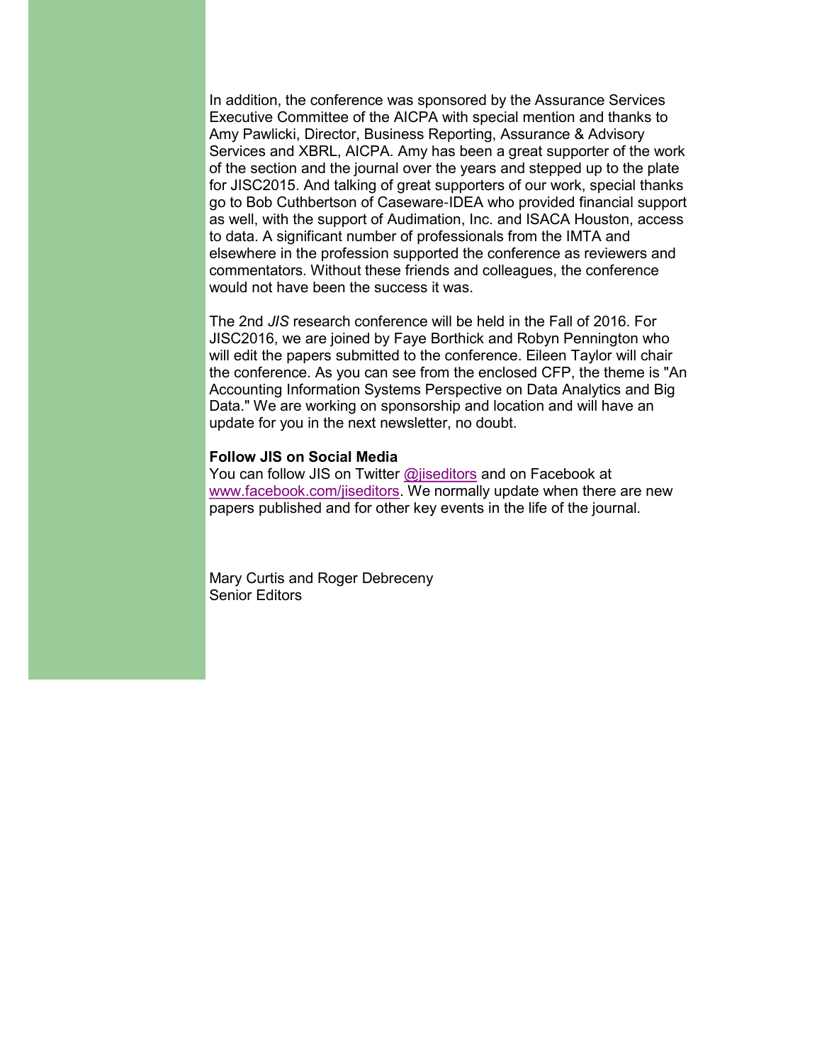In addition, the conference was sponsored by the Assurance Services Executive Committee of the AICPA with special mention and thanks to Amy Pawlicki, Director, Business Reporting, Assurance & Advisory Services and XBRL, AICPA. Amy has been a great supporter of the work of the section and the journal over the years and stepped up to the plate for JISC2015. And talking of great supporters of our work, special thanks go to Bob Cuthbertson of Caseware-IDEA who provided financial support as well, with the support of Audimation, Inc. and ISACA Houston, access to data. A significant number of professionals from the IMTA and elsewhere in the profession supported the conference as reviewers and commentators. Without these friends and colleagues, the conference would not have been the success it was.

The 2nd *JIS* research conference will be held in the Fall of 2016. For JISC2016, we are joined by Faye Borthick and Robyn Pennington who will edit the papers submitted to the conference. Eileen Taylor will chair the conference. As you can see from the enclosed CFP, the theme is "An Accounting Information Systems Perspective on Data Analytics and Big Data." We are working on sponsorship and location and will have an update for you in the next newsletter, no doubt.

**Follow JIS on Social Media**

You can follow JIS on Twitter [@jiseditors](https://twitter.com/jiseditors) and on Facebook at [www.facebook.com/jiseditors](http://www.facebook.com/jiseditors). We normally update when there are new papers published and for other key events in the life of the journal.

Mary Curtis and Roger Debreceny
Senior Editors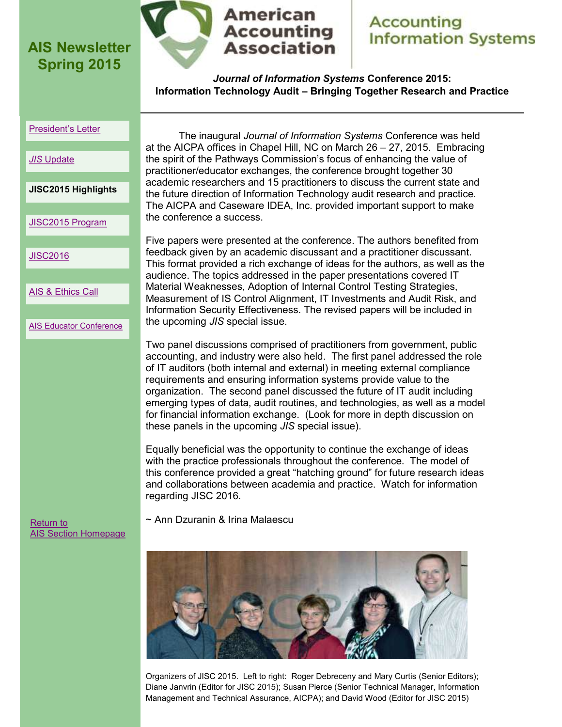AIS Newsletter Spring 2015

American Accounting Association | Accounting Information Systems

## *Journal of Information Systems* Conference 2015: Information Technology Audit – Bringing Together Research and Practice

- President's Letter
- *JIS* Update
- **JISC2015 Highlights**
- JISC2015 Program
- JISC2016
- AIS & Ethics Call
- AIS Educator Conference

The inaugural *Journal of Information Systems* Conference was held at the AICPA offices in Chapel Hill, NC on March 26 – 27, 2015. Embracing the spirit of the Pathways Commission's focus of enhancing the value of practitioner/educator exchanges, the conference brought together 30 academic researchers and 15 practitioners to discuss the current state and the future direction of Information Technology audit research and practice. The AICPA and Caseware IDEA, Inc. provided important support to make the conference a success.

Five papers were presented at the conference. The authors benefited from feedback given by an academic discussant and a practitioner discussant. This format provided a rich exchange of ideas for the authors, as well as the audience. The topics addressed in the paper presentations covered IT Material Weaknesses, Adoption of Internal Control Testing Strategies, Measurement of IS Control Alignment, IT Investments and Audit Risk, and Information Security Effectiveness. The revised papers will be included in the upcoming *JIS* special issue.

Two panel discussions comprised of practitioners from government, public accounting, and industry were also held. The first panel addressed the role of IT auditors (both internal and external) in meeting external compliance requirements and ensuring information systems provide value to the organization. The second panel discussed the future of IT audit including emerging types of data, audit routines, and technologies, as well as a model for financial information exchange. (Look for more in depth discussion on these panels in the upcoming *JIS* special issue).

Equally beneficial was the opportunity to continue the exchange of ideas with the practice professionals throughout the conference. The model of this conference provided a great "hatching ground" for future research ideas and collaborations between academia and practice. Watch for information regarding JISC 2016.

~ Ann Dzuranin & Irina Malaescu

Return to AIS Section Homepage

Organizers of JISC 2015. Left to right: Roger Debreceny and Mary Curtis (Senior Editors); Diane Janvrin (Editor for JISC 2015); Susan Pierce (Senior Technical Manager, Information Management and Technical Assurance, AICPA); and David Wood (Editor for JISC 2015)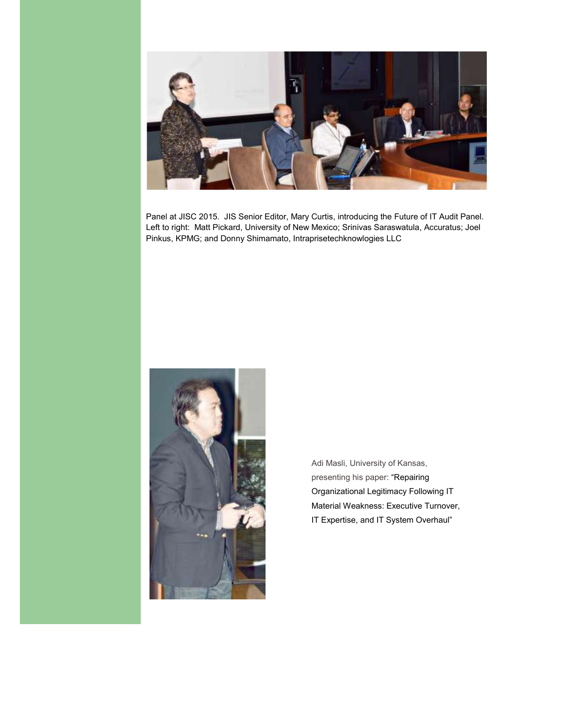Panel at JISC 2015. JIS Senior Editor, Mary Curtis, introducing the Future of IT Audit Panel. Left to right: Matt Pickard, University of New Mexico; Srinivas Saraswatula, Accuratus; Joel Pinkus, KPMG; and Donny Shimamato, Intraprisetechknowlogies LLC

Adi Masli, University of Kansas, presenting his paper: "Repairing Organizational Legitimacy Following IT Material Weakness: Executive Turnover, IT Expertise, and IT System Overhaul"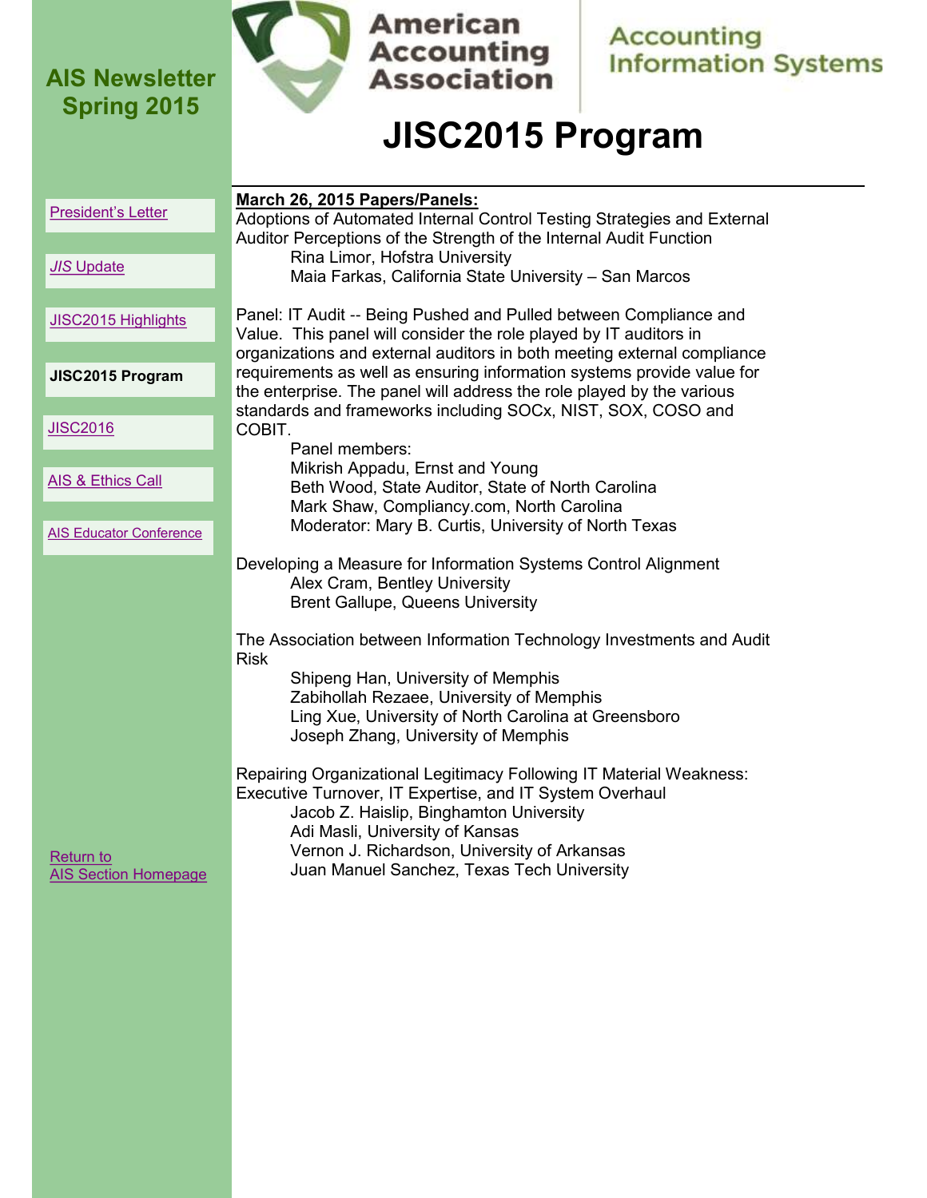AIS Newsletter Spring 2015

American Accounting Association

Accounting Information Systems

# JISC2015 Program

- President's Letter
- *JIS* Update
- JISC2015 Highlights
- **JISC2015 Program**
- JISC2016
- AIS & Ethics Call
- AIS Educator Conference

Return to AIS Section Homepage

**March 26, 2015 Papers/Panels:**

Adoptions of Automated Internal Control Testing Strategies and External Auditor Perceptions of the Strength of the Internal Audit Function

Rina Limor, Hofstra University
Maia Farkas, California State University – San Marcos

Panel: IT Audit -- Being Pushed and Pulled between Compliance and Value. This panel will consider the role played by IT auditors in organizations and external auditors in both meeting external compliance requirements as well as ensuring information systems provide value for the enterprise. The panel will address the role played by the various standards and frameworks including SOCx, NIST, SOX, COSO and COBIT.

Panel members:
Mikrish Appadu, Ernst and Young
Beth Wood, State Auditor, State of North Carolina
Mark Shaw, Compliancy.com, North Carolina
Moderator: Mary B. Curtis, University of North Texas

Developing a Measure for Information Systems Control Alignment

Alex Cram, Bentley University
Brent Gallupe, Queens University

The Association between Information Technology Investments and Audit Risk

Shipeng Han, University of Memphis
Zabihollah Rezaee, University of Memphis
Ling Xue, University of North Carolina at Greensboro
Joseph Zhang, University of Memphis

Repairing Organizational Legitimacy Following IT Material Weakness: Executive Turnover, IT Expertise, and IT System Overhaul

Jacob Z. Haislip, Binghamton University
Adi Masli, University of Kansas
Vernon J. Richardson, University of Arkansas
Juan Manuel Sanchez, Texas Tech University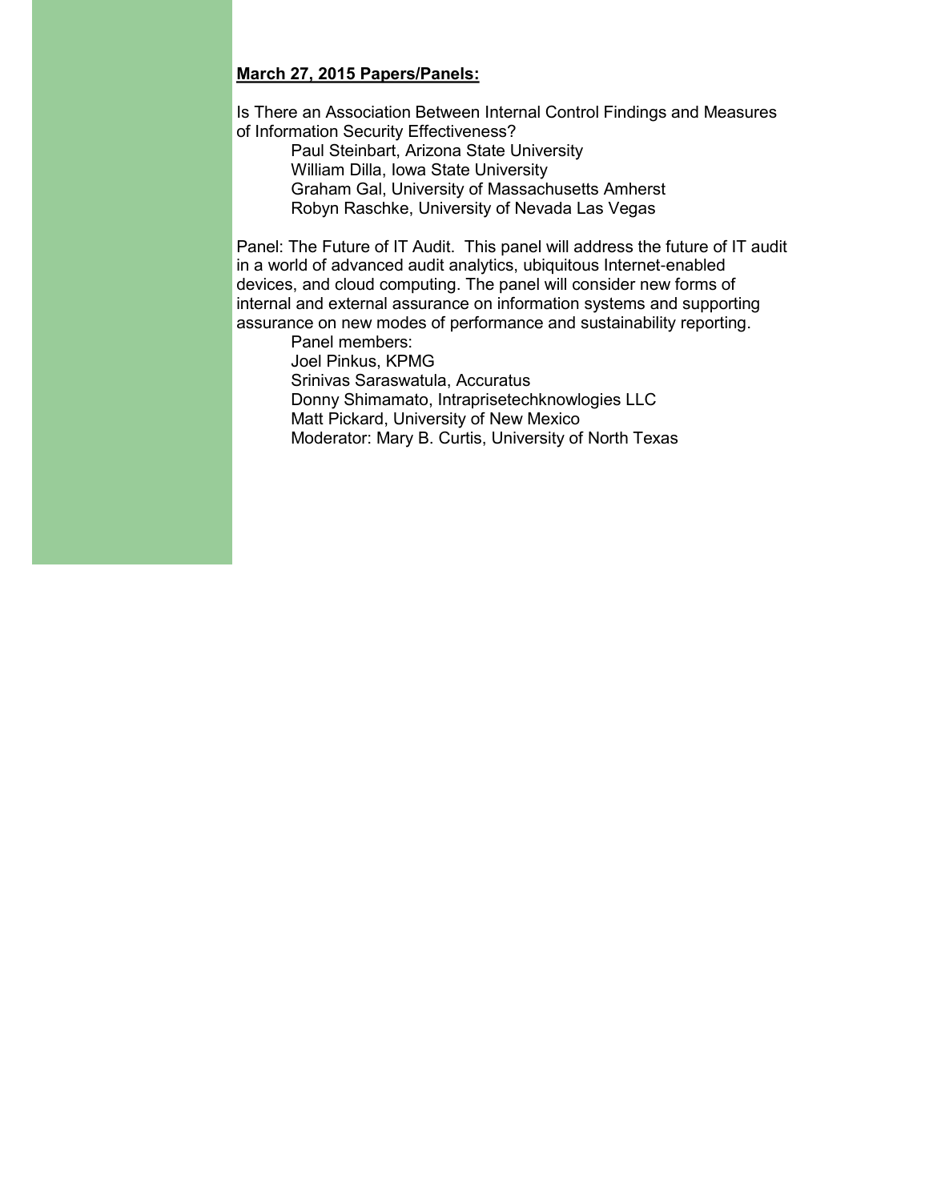**March 27, 2015 Papers/Panels:**

Is There an Association Between Internal Control Findings and Measures of Information Security Effectiveness?

Paul Steinbart, Arizona State University
William Dilla, Iowa State University
Graham Gal, University of Massachusetts Amherst
Robyn Raschke, University of Nevada Las Vegas

Panel: The Future of IT Audit. This panel will address the future of IT audit in a world of advanced audit analytics, ubiquitous Internet-enabled devices, and cloud computing. The panel will consider new forms of internal and external assurance on information systems and supporting assurance on new modes of performance and sustainability reporting.

Panel members:
Joel Pinkus, KPMG
Srinivas Saraswatula, Accuratus
Donny Shimamato, Intraprisetechknowlogies LLC
Matt Pickard, University of New Mexico
Moderator: Mary B. Curtis, University of North Texas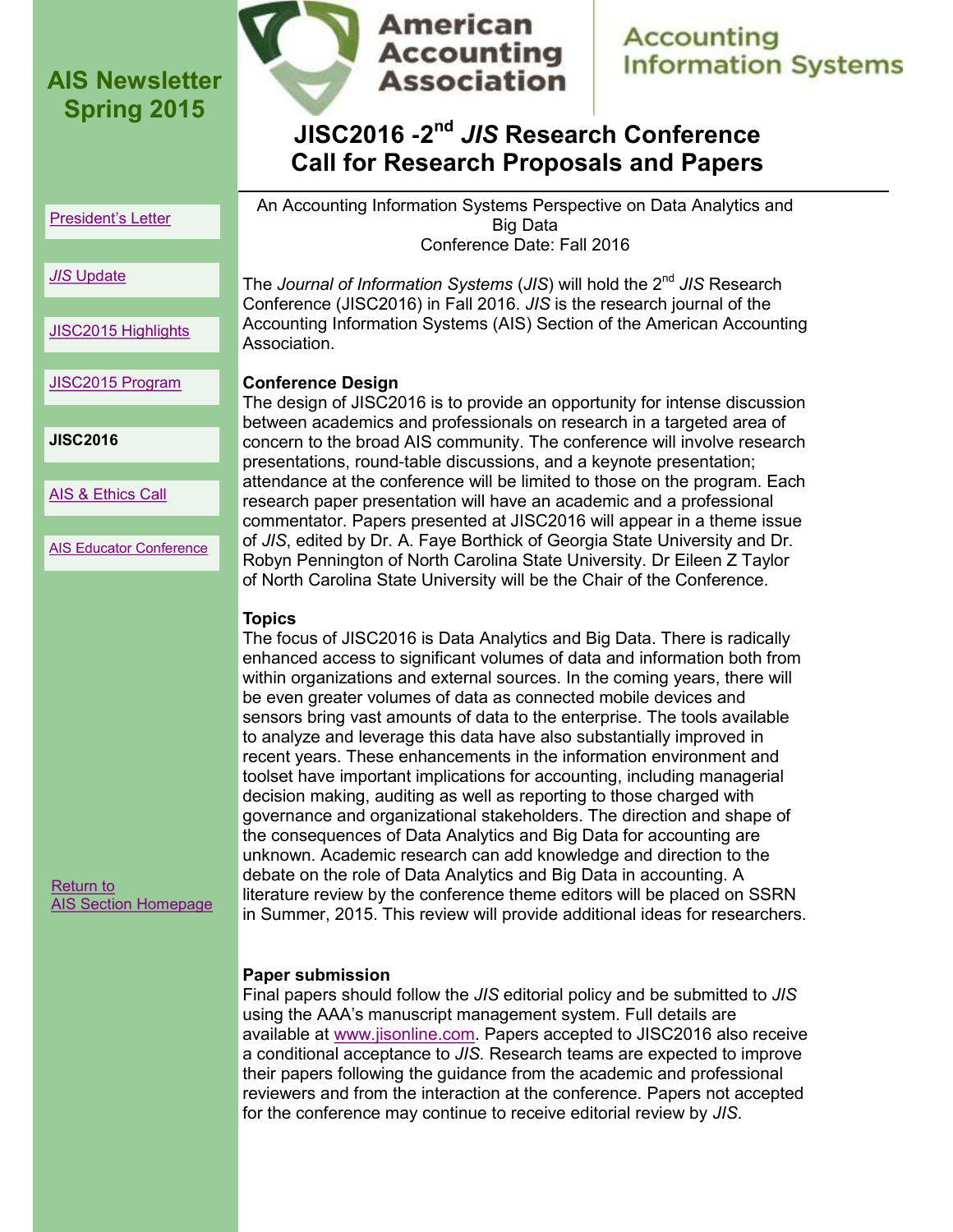# AIS Newsletter Spring 2015

- President's Letter
- *JIS* Update
- JISC2015 Highlights
- JISC2015 Program
- **JISC2016**
- AIS & Ethics Call
- AIS Educator Conference

Return to AIS Section Homepage

American Accounting Association | Accounting Information Systems

## JISC2016 -2nd *JIS* Research Conference Call for Research Proposals and Papers

An Accounting Information Systems Perspective on Data Analytics and Big Data
Conference Date: Fall 2016

The *Journal of Information Systems* (*JIS*) will hold the 2nd *JIS* Research Conference (JISC2016) in Fall 2016. *JIS* is the research journal of the Accounting Information Systems (AIS) Section of the American Accounting Association.

### Conference Design

The design of JISC2016 is to provide an opportunity for intense discussion between academics and professionals on research in a targeted area of concern to the broad AIS community. The conference will involve research presentations, round-table discussions, and a keynote presentation; attendance at the conference will be limited to those on the program. Each research paper presentation will have an academic and a professional commentator. Papers presented at JISC2016 will appear in a theme issue of *JIS*, edited by Dr. A. Faye Borthick of Georgia State University and Dr. Robyn Pennington of North Carolina State University. Dr Eileen Z Taylor of North Carolina State University will be the Chair of the Conference.

### Topics

The focus of JISC2016 is Data Analytics and Big Data. There is radically enhanced access to significant volumes of data and information both from within organizations and external sources. In the coming years, there will be even greater volumes of data as connected mobile devices and sensors bring vast amounts of data to the enterprise. The tools available to analyze and leverage this data have also substantially improved in recent years. These enhancements in the information environment and toolset have important implications for accounting, including managerial decision making, auditing as well as reporting to those charged with governance and organizational stakeholders. The direction and shape of the consequences of Data Analytics and Big Data for accounting are unknown. Academic research can add knowledge and direction to the debate on the role of Data Analytics and Big Data in accounting. A literature review by the conference theme editors will be placed on SSRN in Summer, 2015. This review will provide additional ideas for researchers.

### Paper submission

Final papers should follow the *JIS* editorial policy and be submitted to *JIS* using the AAA's manuscript management system. Full details are available at www.jisonline.com. Papers accepted to JISC2016 also receive a conditional acceptance to *JIS*. Research teams are expected to improve their papers following the guidance from the academic and professional reviewers and from the interaction at the conference. Papers not accepted for the conference may continue to receive editorial review by *JIS*.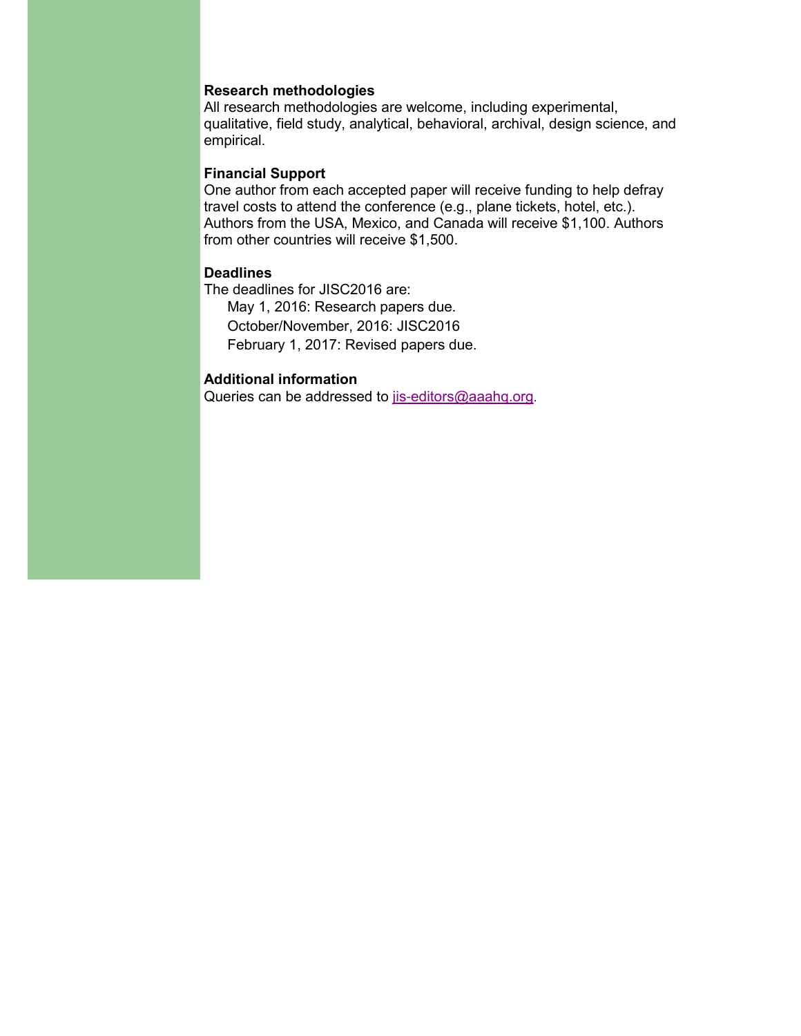**Research methodologies**

All research methodologies are welcome, including experimental, qualitative, field study, analytical, behavioral, archival, design science, and empirical.

**Financial Support**

One author from each accepted paper will receive funding to help defray travel costs to attend the conference (e.g., plane tickets, hotel, etc.). Authors from the USA, Mexico, and Canada will receive $1,100. Authors from other countries will receive $1,500.

**Deadlines**

The deadlines for JISC2016 are:

- May 1, 2016: Research papers due.
- October/November, 2016: JISC2016
- February 1, 2017: Revised papers due.

**Additional information**

Queries can be addressed to jis-editors@aaahq.org.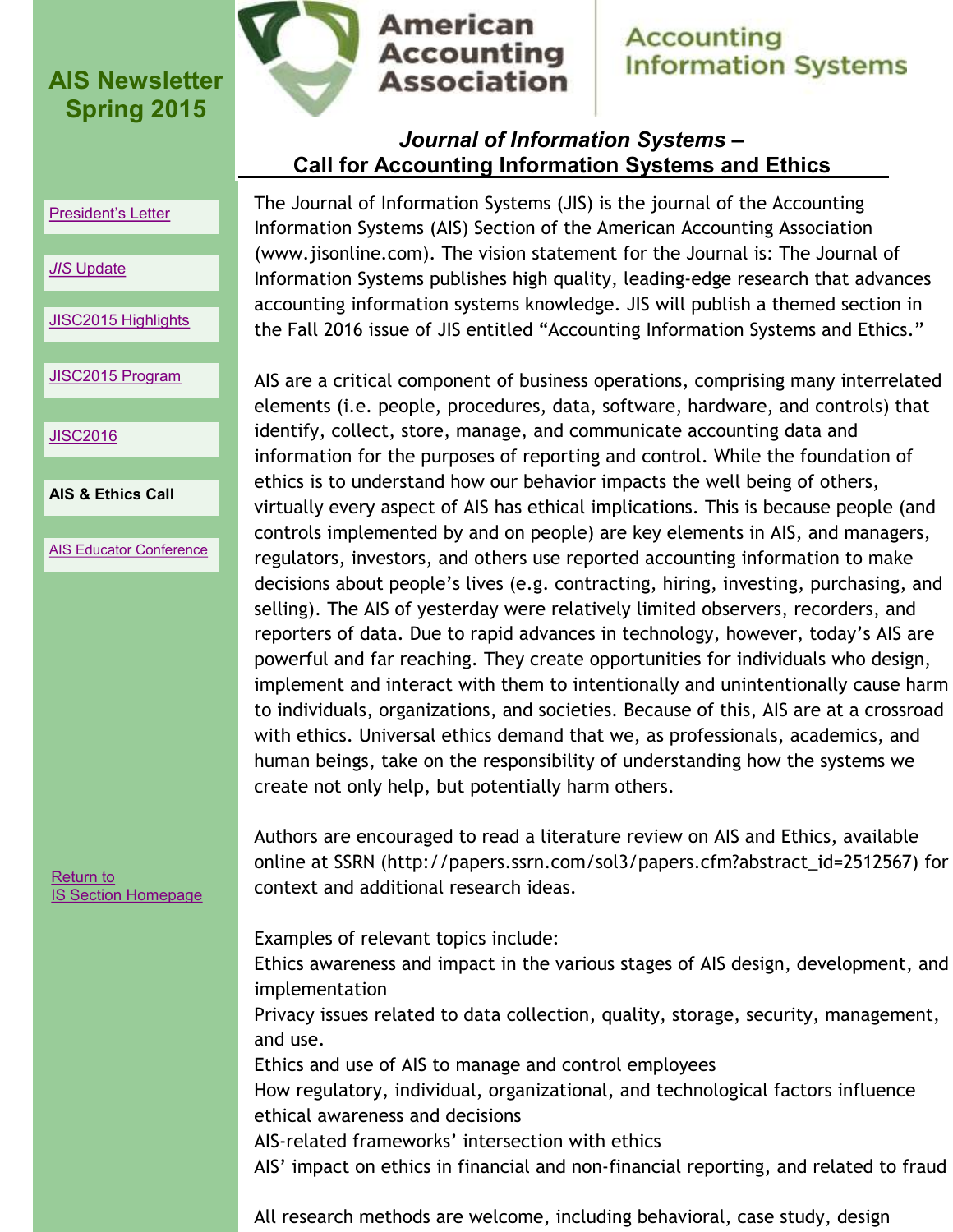# AIS Newsletter Spring 2015

American Accounting Association | Accounting Information Systems

- President's Letter
- *JIS* Update
- JISC2015 Highlights
- JISC2015 Program
- JISC2016
- **AIS & Ethics Call**
- AIS Educator Conference

Return to IS Section Homepage

## *Journal of Information Systems* – Call for Accounting Information Systems and Ethics

The Journal of Information Systems (JIS) is the journal of the Accounting Information Systems (AIS) Section of the American Accounting Association (www.jisonline.com). The vision statement for the Journal is: The Journal of Information Systems publishes high quality, leading-edge research that advances accounting information systems knowledge. JIS will publish a themed section in the Fall 2016 issue of JIS entitled "Accounting Information Systems and Ethics."

AIS are a critical component of business operations, comprising many interrelated elements (i.e. people, procedures, data, software, hardware, and controls) that identify, collect, store, manage, and communicate accounting data and information for the purposes of reporting and control. While the foundation of ethics is to understand how our behavior impacts the well being of others, virtually every aspect of AIS has ethical implications. This is because people (and controls implemented by and on people) are key elements in AIS, and managers, regulators, investors, and others use reported accounting information to make decisions about people's lives (e.g. contracting, hiring, investing, purchasing, and selling). The AIS of yesterday were relatively limited observers, recorders, and reporters of data. Due to rapid advances in technology, however, today's AIS are powerful and far reaching. They create opportunities for individuals who design, implement and interact with them to intentionally and unintentionally cause harm to individuals, organizations, and societies. Because of this, AIS are at a crossroad with ethics. Universal ethics demand that we, as professionals, academics, and human beings, take on the responsibility of understanding how the systems we create not only help, but potentially harm others.

Authors are encouraged to read a literature review on AIS and Ethics, available online at SSRN (http://papers.ssrn.com/sol3/papers.cfm?abstract_id=2512567) for context and additional research ideas.

Examples of relevant topics include:

Ethics awareness and impact in the various stages of AIS design, development, and implementation

Privacy issues related to data collection, quality, storage, security, management, and use.

Ethics and use of AIS to manage and control employees

How regulatory, individual, organizational, and technological factors influence ethical awareness and decisions

AIS-related frameworks' intersection with ethics

AIS' impact on ethics in financial and non-financial reporting, and related to fraud

All research methods are welcome, including behavioral, case study, design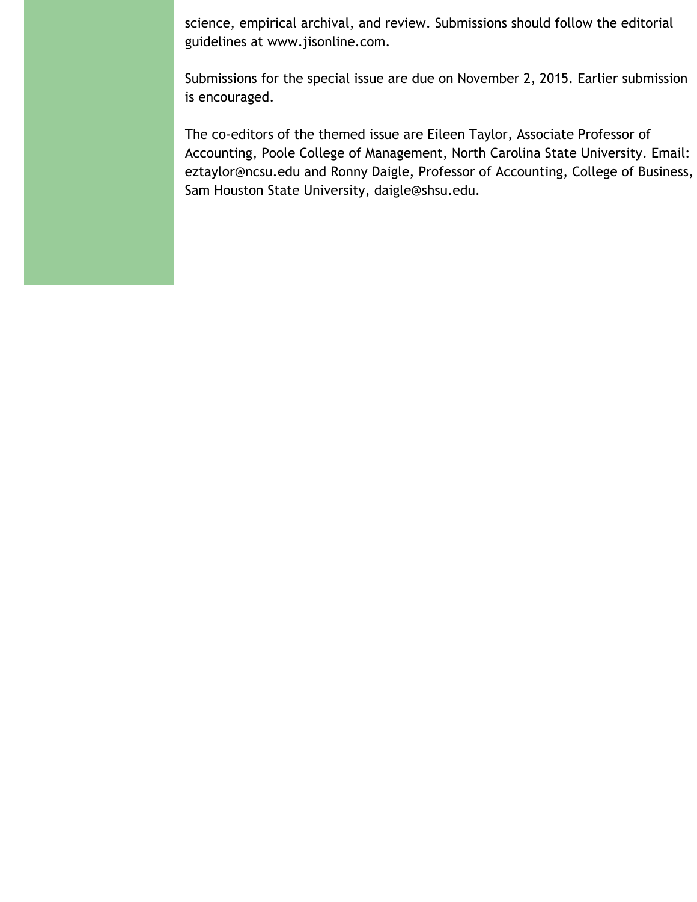science, empirical archival, and review. Submissions should follow the editorial guidelines at www.jisonline.com.

Submissions for the special issue are due on November 2, 2015. Earlier submission is encouraged.

The co-editors of the themed issue are Eileen Taylor, Associate Professor of Accounting, Poole College of Management, North Carolina State University. Email: eztaylor@ncsu.edu and Ronny Daigle, Professor of Accounting, College of Business, Sam Houston State University, daigle@shsu.edu.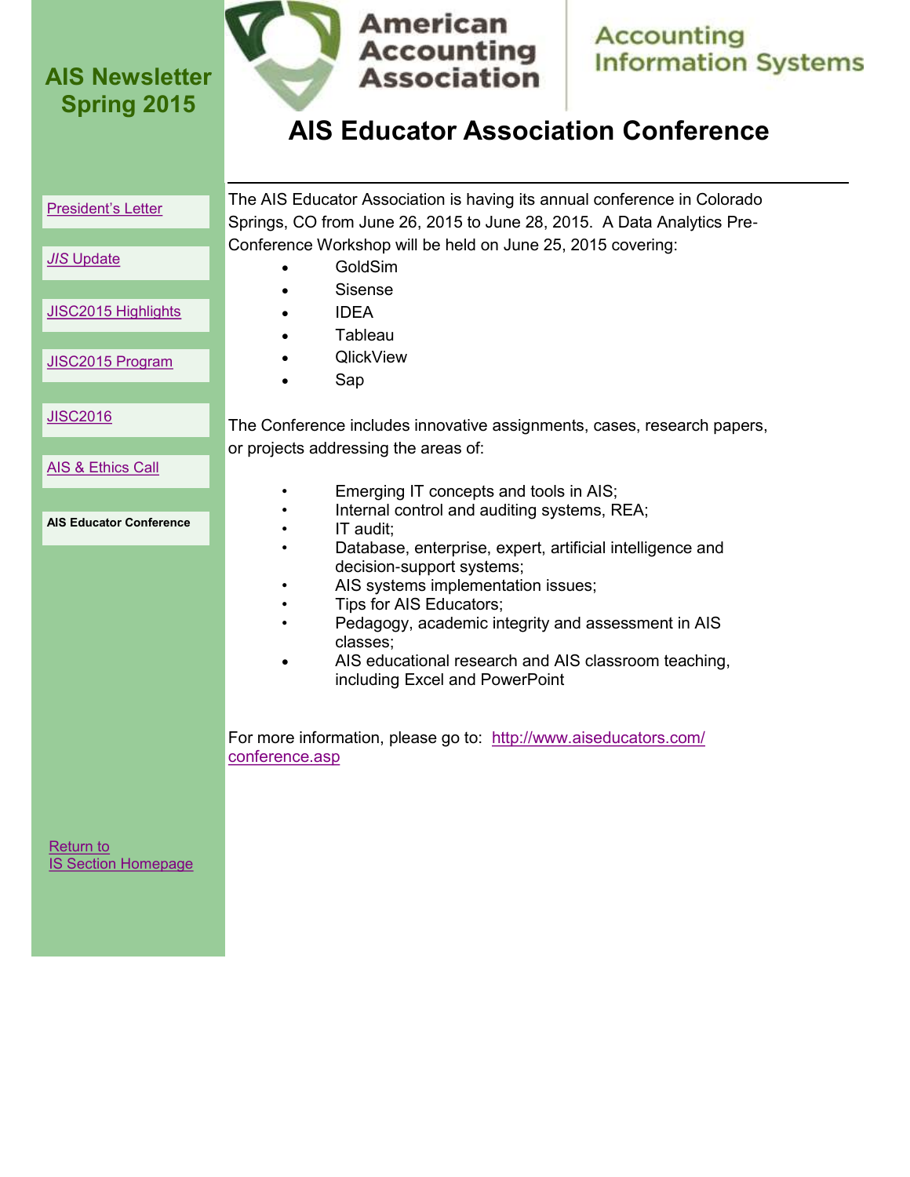# AIS Newsletter Spring 2015

American Accounting Association

Accounting Information Systems

## AIS Educator Association Conference

- President's Letter
- *JIS* Update
- JISC2015 Highlights
- JISC2015 Program
- JISC2016
- AIS & Ethics Call
- **AIS Educator Conference**

The AIS Educator Association is having its annual conference in Colorado Springs, CO from June 26, 2015 to June 28, 2015. A Data Analytics Pre-Conference Workshop will be held on June 25, 2015 covering:

- GoldSim
- Sisense
- IDEA
- Tableau
- QlickView
- Sap

The Conference includes innovative assignments, cases, research papers, or projects addressing the areas of:

- Emerging IT concepts and tools in AIS;
- Internal control and auditing systems, REA;
- IT audit;
- Database, enterprise, expert, artificial intelligence and decision-support systems;
- AIS systems implementation issues;
- Tips for AIS Educators;
- Pedagogy, academic integrity and assessment in AIS classes;
- AIS educational research and AIS classroom teaching, including Excel and PowerPoint

For more information, please go to: http://www.aiseducators.com/conference.asp

Return to IS Section Homepage